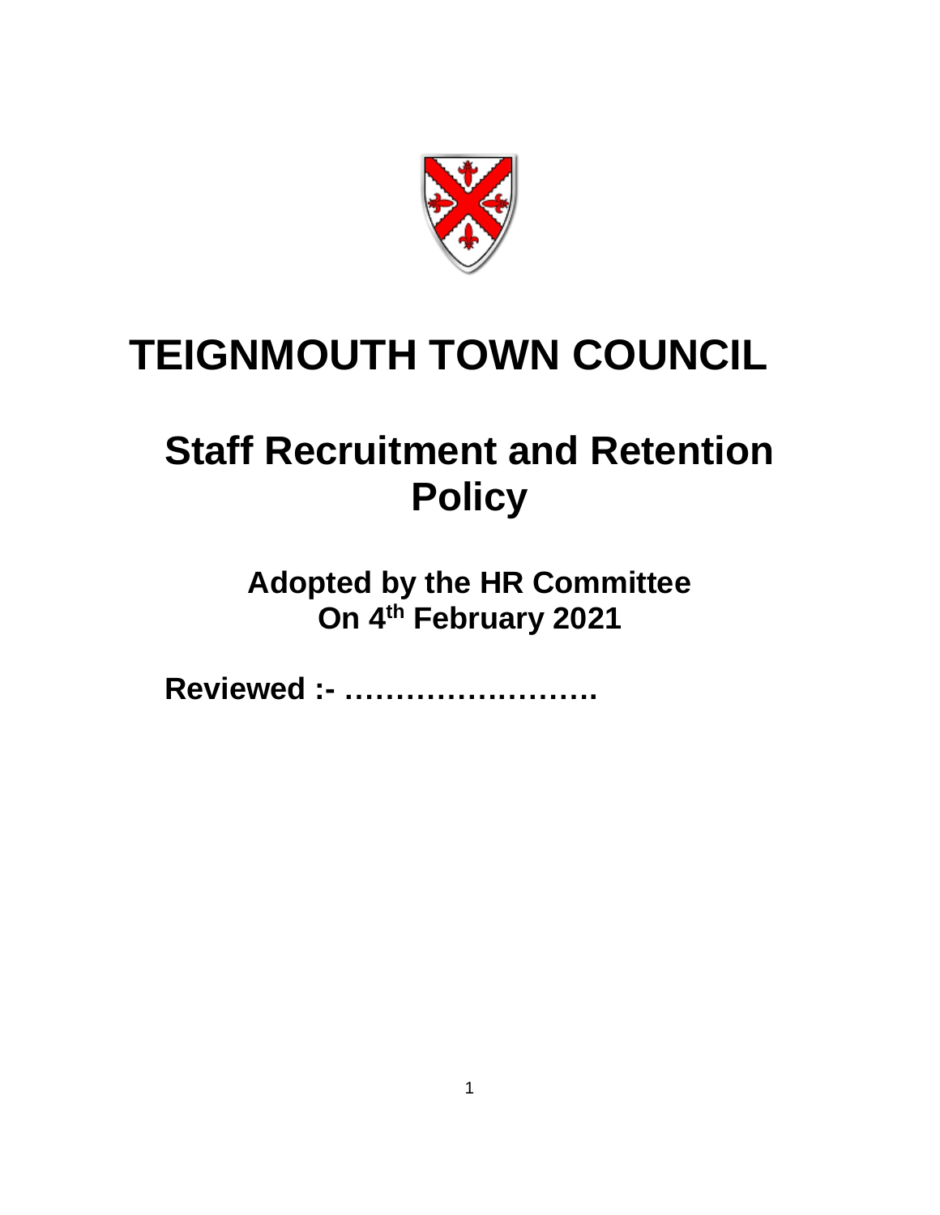# TEIGNMOUTH TOWN COUNCIL

## Staff Recruitment and Retention Policy

**Adopted by the HR Committee**
**On 4th February 2021**

**Reviewed :- …………………….**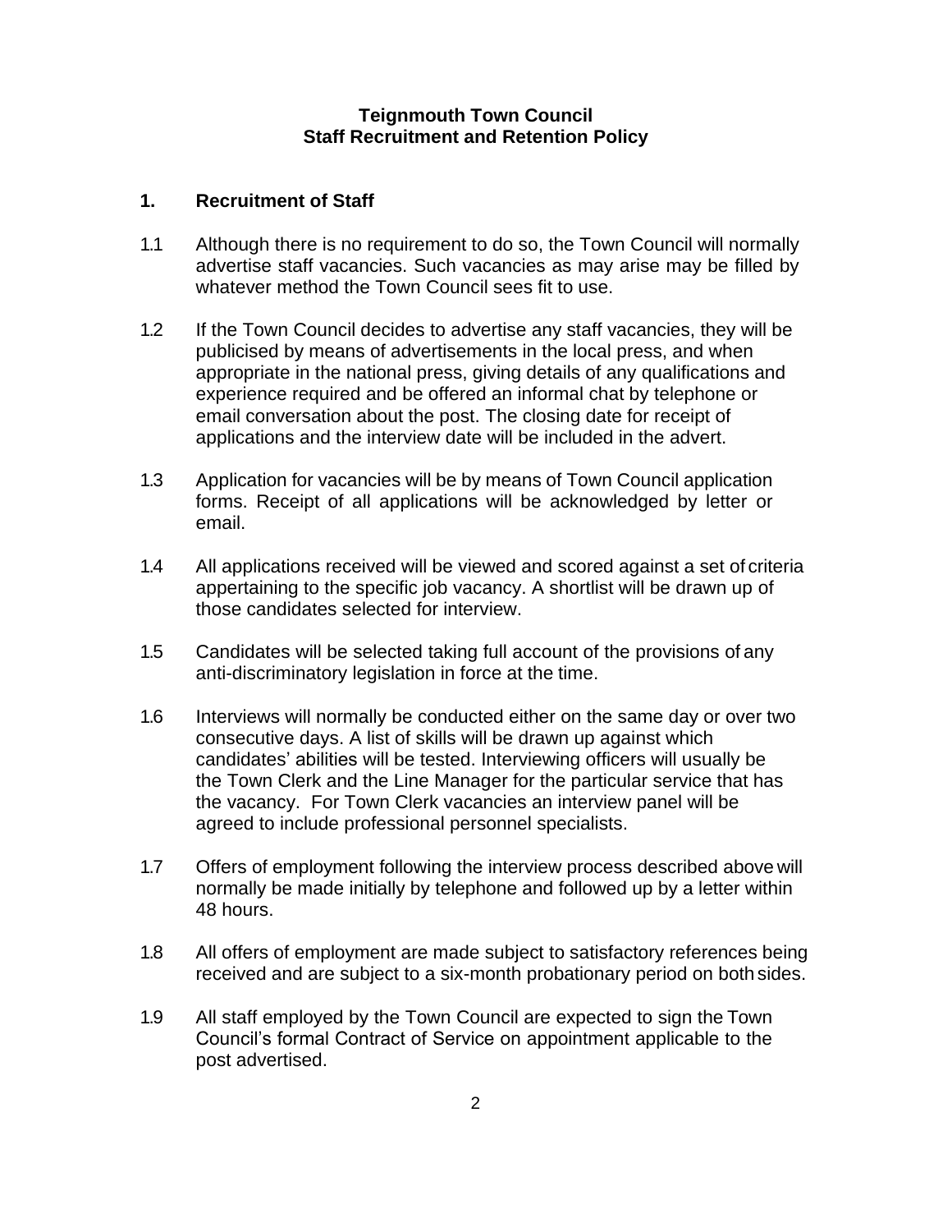**Teignmouth Town Council**
**Staff Recruitment and Retention Policy**

## 1. Recruitment of Staff

1.1 Although there is no requirement to do so, the Town Council will normally advertise staff vacancies. Such vacancies as may arise may be filled by whatever method the Town Council sees fit to use.

1.2 If the Town Council decides to advertise any staff vacancies, they will be publicised by means of advertisements in the local press, and when appropriate in the national press, giving details of any qualifications and experience required and be offered an informal chat by telephone or email conversation about the post. The closing date for receipt of applications and the interview date will be included in the advert.

1.3 Application for vacancies will be by means of Town Council application forms. Receipt of all applications will be acknowledged by letter or email.

1.4 All applications received will be viewed and scored against a set of criteria appertaining to the specific job vacancy. A shortlist will be drawn up of those candidates selected for interview.

1.5 Candidates will be selected taking full account of the provisions of any anti-discriminatory legislation in force at the time.

1.6 Interviews will normally be conducted either on the same day or over two consecutive days. A list of skills will be drawn up against which candidates' abilities will be tested. Interviewing officers will usually be the Town Clerk and the Line Manager for the particular service that has the vacancy. For Town Clerk vacancies an interview panel will be agreed to include professional personnel specialists.

1.7 Offers of employment following the interview process described above will normally be made initially by telephone and followed up by a letter within 48 hours.

1.8 All offers of employment are made subject to satisfactory references being received and are subject to a six-month probationary period on both sides.

1.9 All staff employed by the Town Council are expected to sign the Town Council's formal Contract of Service on appointment applicable to the post advertised.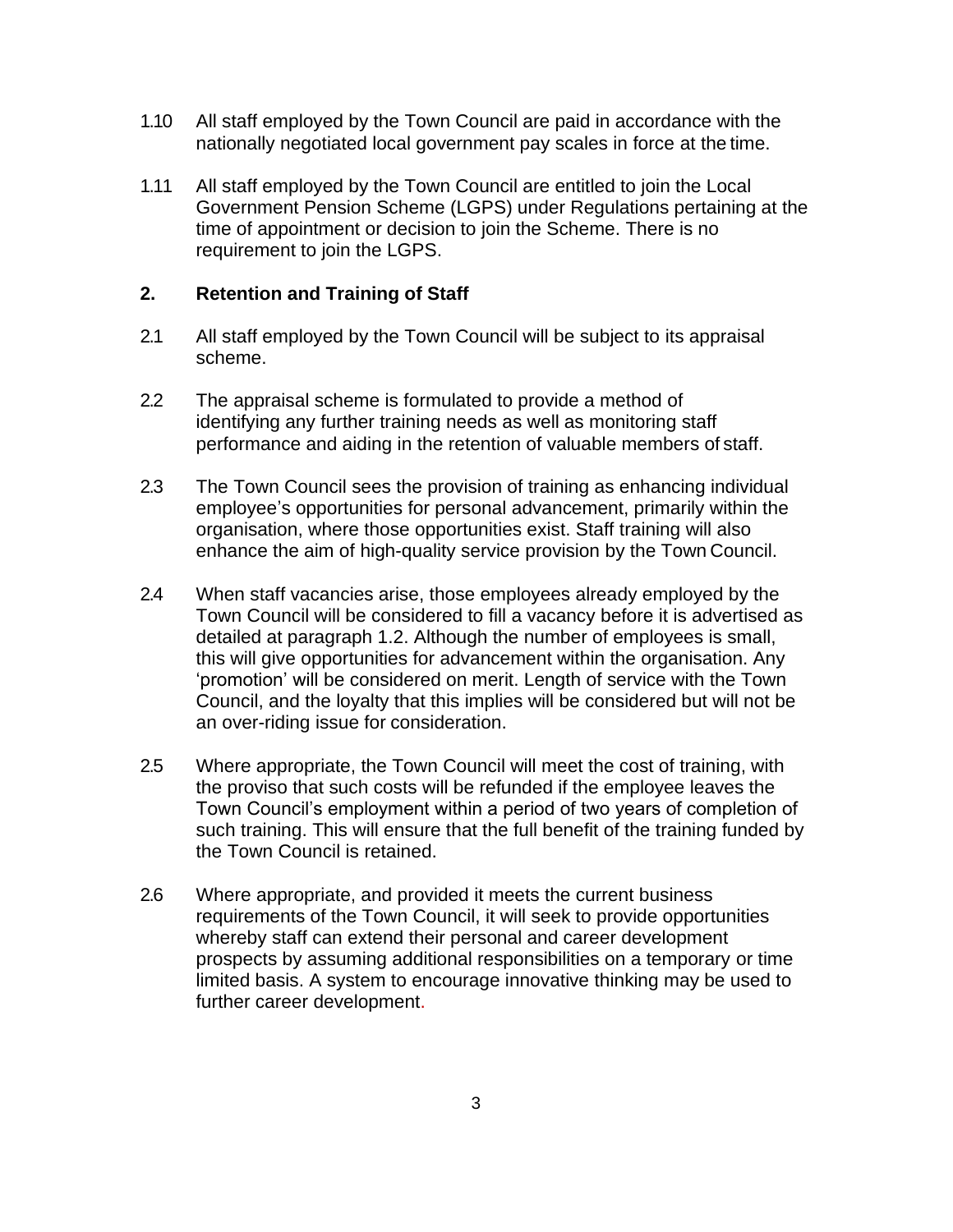1.10 All staff employed by the Town Council are paid in accordance with the nationally negotiated local government pay scales in force at the time.

1.11 All staff employed by the Town Council are entitled to join the Local Government Pension Scheme (LGPS) under Regulations pertaining at the time of appointment or decision to join the Scheme. There is no requirement to join the LGPS.

## 2. Retention and Training of Staff

2.1 All staff employed by the Town Council will be subject to its appraisal scheme.

2.2 The appraisal scheme is formulated to provide a method of identifying any further training needs as well as monitoring staff performance and aiding in the retention of valuable members of staff.

2.3 The Town Council sees the provision of training as enhancing individual employee's opportunities for personal advancement, primarily within the organisation, where those opportunities exist. Staff training will also enhance the aim of high-quality service provision by the Town Council.

2.4 When staff vacancies arise, those employees already employed by the Town Council will be considered to fill a vacancy before it is advertised as detailed at paragraph 1.2. Although the number of employees is small, this will give opportunities for advancement within the organisation. Any 'promotion' will be considered on merit. Length of service with the Town Council, and the loyalty that this implies will be considered but will not be an over-riding issue for consideration.

2.5 Where appropriate, the Town Council will meet the cost of training, with the proviso that such costs will be refunded if the employee leaves the Town Council's employment within a period of two years of completion of such training. This will ensure that the full benefit of the training funded by the Town Council is retained.

2.6 Where appropriate, and provided it meets the current business requirements of the Town Council, it will seek to provide opportunities whereby staff can extend their personal and career development prospects by assuming additional responsibilities on a temporary or time limited basis. A system to encourage innovative thinking may be used to further career development.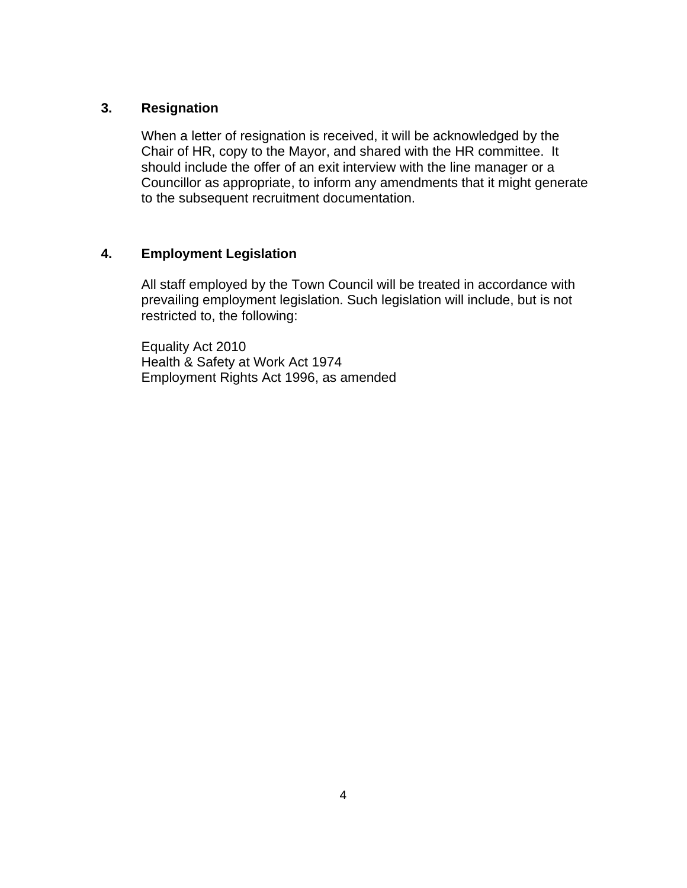## 3. Resignation

When a letter of resignation is received, it will be acknowledged by the Chair of HR, copy to the Mayor, and shared with the HR committee. It should include the offer of an exit interview with the line manager or a Councillor as appropriate, to inform any amendments that it might generate to the subsequent recruitment documentation.

## 4. Employment Legislation

All staff employed by the Town Council will be treated in accordance with prevailing employment legislation. Such legislation will include, but is not restricted to, the following:

Equality Act 2010
Health & Safety at Work Act 1974
Employment Rights Act 1996, as amended